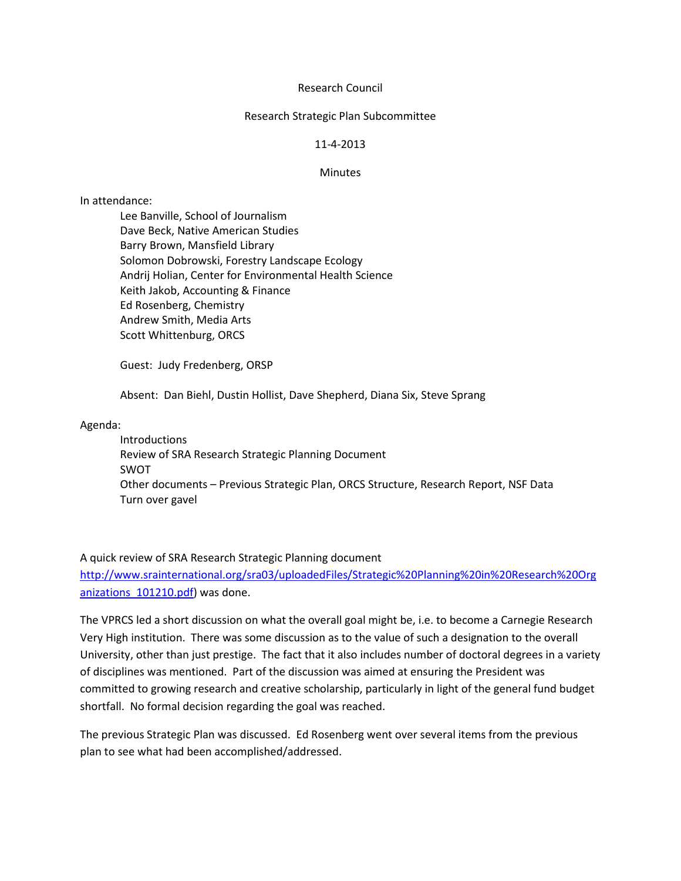Research Council

Research Strategic Plan Subcommittee

11-4-2013

Minutes

In attendance:

- Lee Banville, School of Journalism
- Dave Beck, Native American Studies
- Barry Brown, Mansfield Library
- Solomon Dobrowski, Forestry Landscape Ecology
- Andrij Holian, Center for Environmental Health Science
- Keith Jakob, Accounting & Finance
- Ed Rosenberg, Chemistry
- Andrew Smith, Media Arts
- Scott Whittenburg, ORCS

Guest: Judy Fredenberg, ORSP

Absent: Dan Biehl, Dustin Hollist, Dave Shepherd, Diana Six, Steve Sprang

Agenda:

- Introductions
- Review of SRA Research Strategic Planning Document
- SWOT
- Other documents – Previous Strategic Plan, ORCS Structure, Research Report, NSF Data
- Turn over gavel

A quick review of SRA Research Strategic Planning document http://www.srainternational.org/sra03/uploadedFiles/Strategic%20Planning%20in%20Research%20Organizations_101210.pdf) was done.

The VPRCS led a short discussion on what the overall goal might be, i.e. to become a Carnegie Research Very High institution. There was some discussion as to the value of such a designation to the overall University, other than just prestige. The fact that it also includes number of doctoral degrees in a variety of disciplines was mentioned. Part of the discussion was aimed at ensuring the President was committed to growing research and creative scholarship, particularly in light of the general fund budget shortfall. No formal decision regarding the goal was reached.

The previous Strategic Plan was discussed. Ed Rosenberg went over several items from the previous plan to see what had been accomplished/addressed.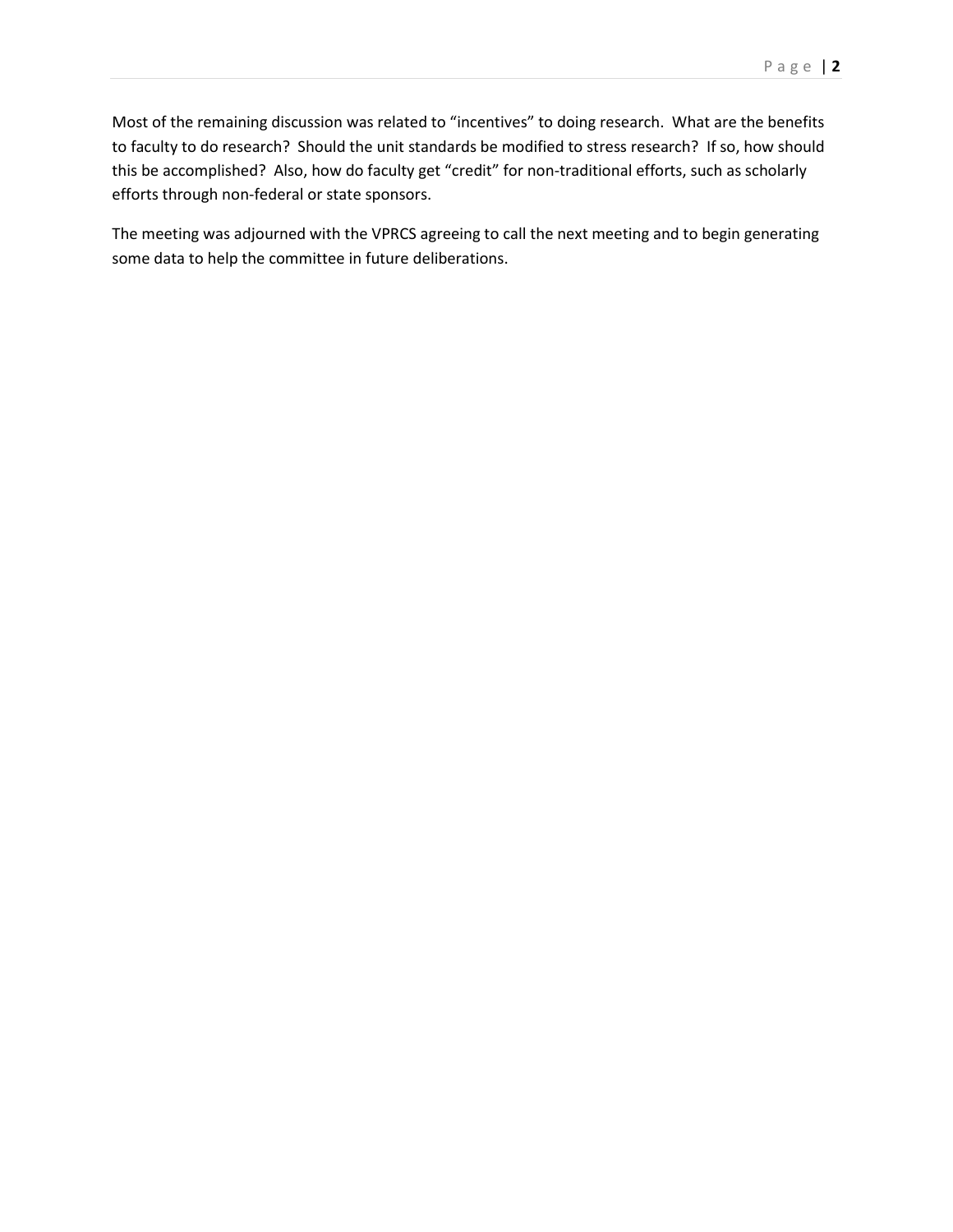Most of the remaining discussion was related to "incentives" to doing research. What are the benefits to faculty to do research? Should the unit standards be modified to stress research? If so, how should this be accomplished? Also, how do faculty get "credit" for non-traditional efforts, such as scholarly efforts through non-federal or state sponsors.

The meeting was adjourned with the VPRCS agreeing to call the next meeting and to begin generating some data to help the committee in future deliberations.